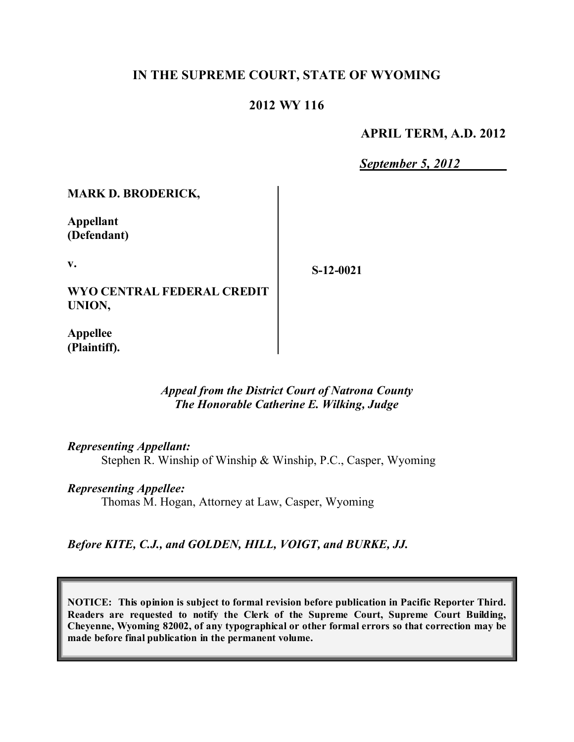# IN THE SUPREME COURT, STATE OF WYOMING

## 2012 WY 116

**APRIL TERM, A.D. 2012**

***September 5, 2012***

**MARK D. BRODERICK,**

**Appellant**
**(Defendant)**

**v.**

**WYO CENTRAL FEDERAL CREDIT UNION,**

**Appellee**
**(Plaintiff).**

**S-12-0021**

*Appeal from the District Court of Natrona County*
*The Honorable Catherine E. Wilking, Judge*

*Representing Appellant:*
Stephen R. Winship of Winship & Winship, P.C., Casper, Wyoming

*Representing Appellee:*
Thomas M. Hogan, Attorney at Law, Casper, Wyoming

*Before KITE, C.J., and GOLDEN, HILL, VOIGT, and BURKE, JJ.*

**NOTICE: This opinion is subject to formal revision before publication in Pacific Reporter Third. Readers are requested to notify the Clerk of the Supreme Court, Supreme Court Building, Cheyenne, Wyoming 82002, of any typographical or other formal errors so that correction may be made before final publication in the permanent volume.**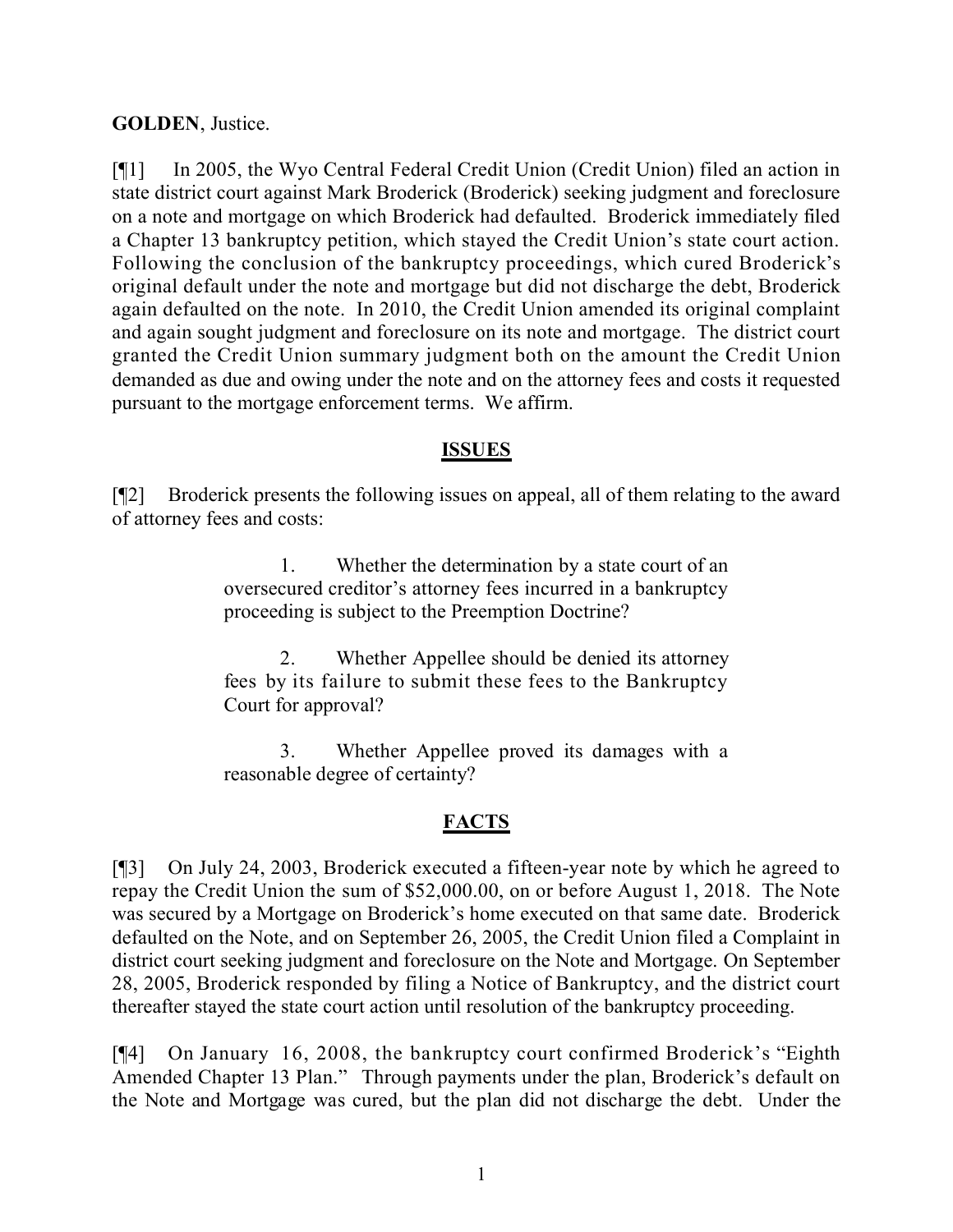**GOLDEN**, Justice.

[¶1] In 2005, the Wyo Central Federal Credit Union (Credit Union) filed an action in state district court against Mark Broderick (Broderick) seeking judgment and foreclosure on a note and mortgage on which Broderick had defaulted. Broderick immediately filed a Chapter 13 bankruptcy petition, which stayed the Credit Union's state court action. Following the conclusion of the bankruptcy proceedings, which cured Broderick's original default under the note and mortgage but did not discharge the debt, Broderick again defaulted on the note. In 2010, the Credit Union amended its original complaint and again sought judgment and foreclosure on its note and mortgage. The district court granted the Credit Union summary judgment both on the amount the Credit Union demanded as due and owing under the note and on the attorney fees and costs it requested pursuant to the mortgage enforcement terms. We affirm.

## ISSUES

[¶2] Broderick presents the following issues on appeal, all of them relating to the award of attorney fees and costs:

> 1. Whether the determination by a state court of an oversecured creditor's attorney fees incurred in a bankruptcy proceeding is subject to the Preemption Doctrine?
>
> 2. Whether Appellee should be denied its attorney fees by its failure to submit these fees to the Bankruptcy Court for approval?
>
> 3. Whether Appellee proved its damages with a reasonable degree of certainty?

## FACTS

[¶3] On July 24, 2003, Broderick executed a fifteen-year note by which he agreed to repay the Credit Union the sum of $52,000.00, on or before August 1, 2018. The Note was secured by a Mortgage on Broderick's home executed on that same date. Broderick defaulted on the Note, and on September 26, 2005, the Credit Union filed a Complaint in district court seeking judgment and foreclosure on the Note and Mortgage. On September 28, 2005, Broderick responded by filing a Notice of Bankruptcy, and the district court thereafter stayed the state court action until resolution of the bankruptcy proceeding.

[¶4] On January 16, 2008, the bankruptcy court confirmed Broderick's "Eighth Amended Chapter 13 Plan." Through payments under the plan, Broderick's default on the Note and Mortgage was cured, but the plan did not discharge the debt. Under the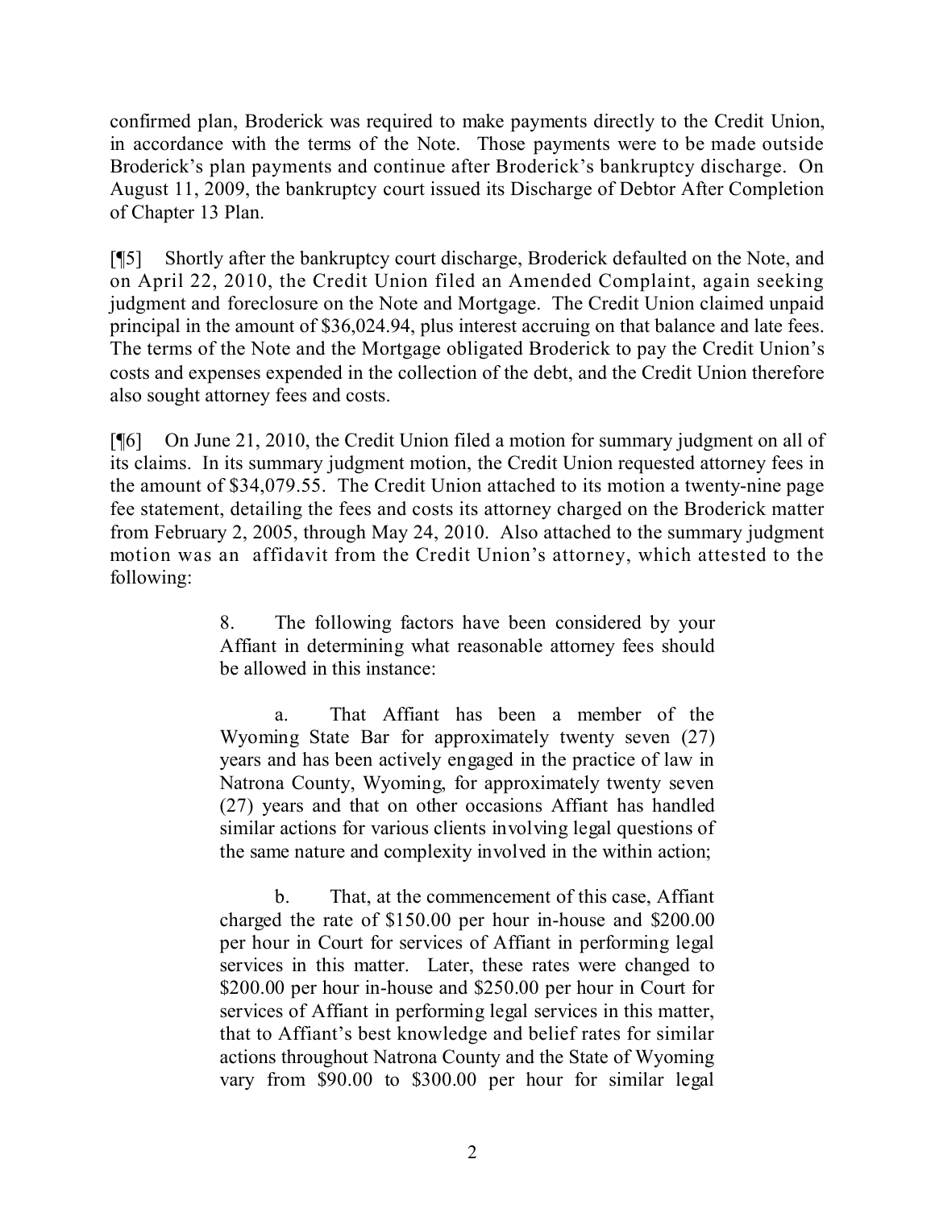confirmed plan, Broderick was required to make payments directly to the Credit Union, in accordance with the terms of the Note. Those payments were to be made outside Broderick's plan payments and continue after Broderick's bankruptcy discharge. On August 11, 2009, the bankruptcy court issued its Discharge of Debtor After Completion of Chapter 13 Plan.

[¶5] Shortly after the bankruptcy court discharge, Broderick defaulted on the Note, and on April 22, 2010, the Credit Union filed an Amended Complaint, again seeking judgment and foreclosure on the Note and Mortgage. The Credit Union claimed unpaid principal in the amount of $36,024.94, plus interest accruing on that balance and late fees. The terms of the Note and the Mortgage obligated Broderick to pay the Credit Union's costs and expenses expended in the collection of the debt, and the Credit Union therefore also sought attorney fees and costs.

[¶6] On June 21, 2010, the Credit Union filed a motion for summary judgment on all of its claims. In its summary judgment motion, the Credit Union requested attorney fees in the amount of $34,079.55. The Credit Union attached to its motion a twenty-nine page fee statement, detailing the fees and costs its attorney charged on the Broderick matter from February 2, 2005, through May 24, 2010. Also attached to the summary judgment motion was an affidavit from the Credit Union's attorney, which attested to the following:

> 8. The following factors have been considered by your Affiant in determining what reasonable attorney fees should be allowed in this instance:
>
> a. That Affiant has been a member of the Wyoming State Bar for approximately twenty seven (27) years and has been actively engaged in the practice of law in Natrona County, Wyoming, for approximately twenty seven (27) years and that on other occasions Affiant has handled similar actions for various clients involving legal questions of the same nature and complexity involved in the within action;
>
> b. That, at the commencement of this case, Affiant charged the rate of $150.00 per hour in-house and $200.00 per hour in Court for services of Affiant in performing legal services in this matter. Later, these rates were changed to $200.00 per hour in-house and $250.00 per hour in Court for services of Affiant in performing legal services in this matter, that to Affiant's best knowledge and belief rates for similar actions throughout Natrona County and the State of Wyoming vary from $90.00 to $300.00 per hour for similar legal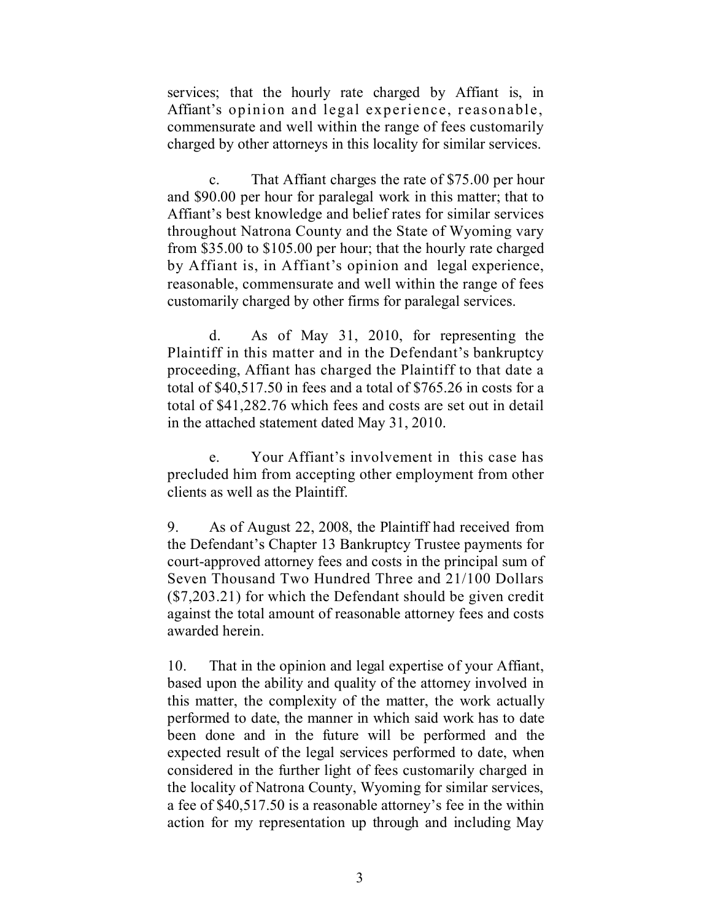services; that the hourly rate charged by Affiant is, in Affiant's opinion and legal experience, reasonable, commensurate and well within the range of fees customarily charged by other attorneys in this locality for similar services.

c. That Affiant charges the rate of $75.00 per hour and $90.00 per hour for paralegal work in this matter; that to Affiant's best knowledge and belief rates for similar services throughout Natrona County and the State of Wyoming vary from $35.00 to $105.00 per hour; that the hourly rate charged by Affiant is, in Affiant's opinion and legal experience, reasonable, commensurate and well within the range of fees customarily charged by other firms for paralegal services.

d. As of May 31, 2010, for representing the Plaintiff in this matter and in the Defendant's bankruptcy proceeding, Affiant has charged the Plaintiff to that date a total of $40,517.50 in fees and a total of $765.26 in costs for a total of $41,282.76 which fees and costs are set out in detail in the attached statement dated May 31, 2010.

e. Your Affiant's involvement in this case has precluded him from accepting other employment from other clients as well as the Plaintiff.

9. As of August 22, 2008, the Plaintiff had received from the Defendant's Chapter 13 Bankruptcy Trustee payments for court-approved attorney fees and costs in the principal sum of Seven Thousand Two Hundred Three and 21/100 Dollars ($7,203.21) for which the Defendant should be given credit against the total amount of reasonable attorney fees and costs awarded herein.

10. That in the opinion and legal expertise of your Affiant, based upon the ability and quality of the attorney involved in this matter, the complexity of the matter, the work actually performed to date, the manner in which said work has to date been done and in the future will be performed and the expected result of the legal services performed to date, when considered in the further light of fees customarily charged in the locality of Natrona County, Wyoming for similar services, a fee of $40,517.50 is a reasonable attorney's fee in the within action for my representation up through and including May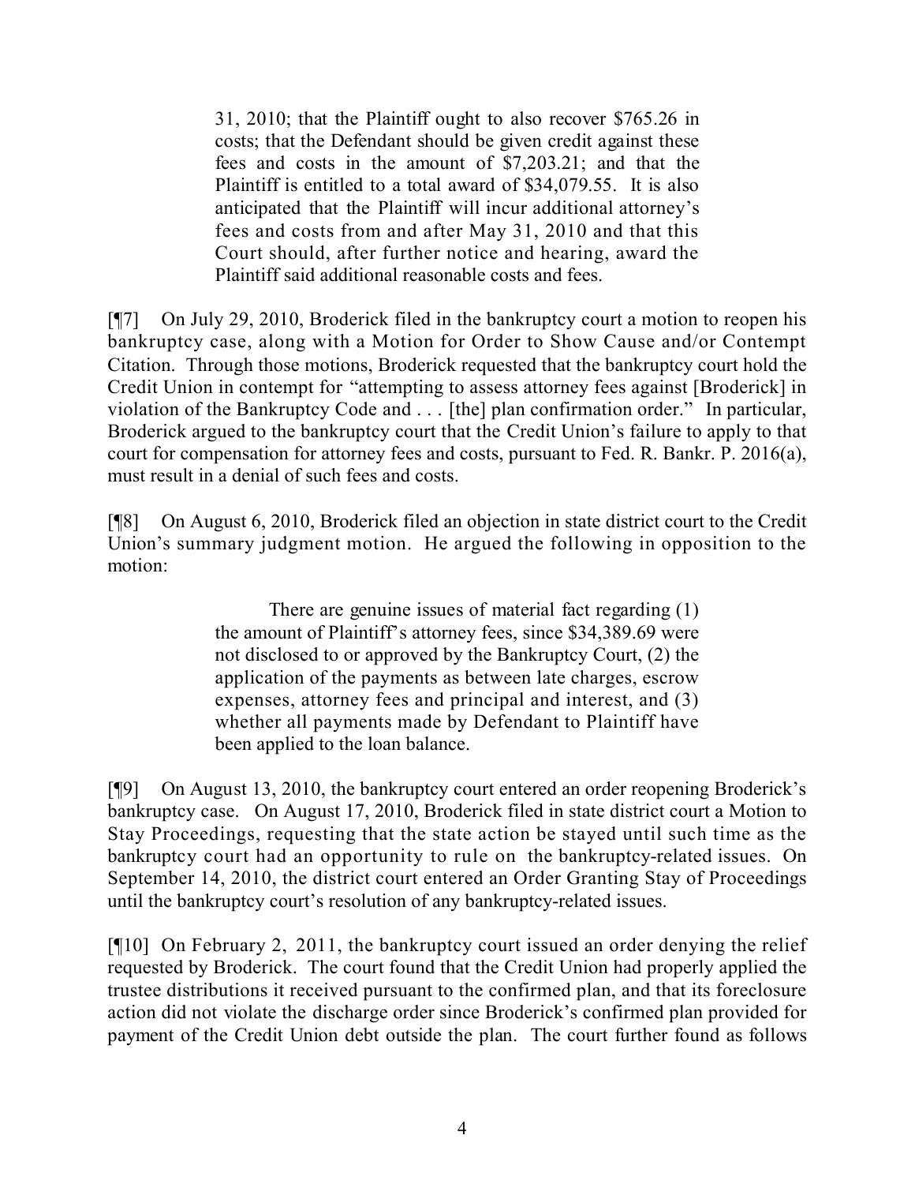> 31, 2010; that the Plaintiff ought to also recover $765.26 in costs; that the Defendant should be given credit against these fees and costs in the amount of $7,203.21; and that the Plaintiff is entitled to a total award of $34,079.55. It is also anticipated that the Plaintiff will incur additional attorney's fees and costs from and after May 31, 2010 and that this Court should, after further notice and hearing, award the Plaintiff said additional reasonable costs and fees.

[¶7] On July 29, 2010, Broderick filed in the bankruptcy court a motion to reopen his bankruptcy case, along with a Motion for Order to Show Cause and/or Contempt Citation. Through those motions, Broderick requested that the bankruptcy court hold the Credit Union in contempt for "attempting to assess attorney fees against [Broderick] in violation of the Bankruptcy Code and . . . [the] plan confirmation order." In particular, Broderick argued to the bankruptcy court that the Credit Union's failure to apply to that court for compensation for attorney fees and costs, pursuant to Fed. R. Bankr. P. 2016(a), must result in a denial of such fees and costs.

[¶8] On August 6, 2010, Broderick filed an objection in state district court to the Credit Union's summary judgment motion. He argued the following in opposition to the motion:

> There are genuine issues of material fact regarding (1) the amount of Plaintiff's attorney fees, since $34,389.69 were not disclosed to or approved by the Bankruptcy Court, (2) the application of the payments as between late charges, escrow expenses, attorney fees and principal and interest, and (3) whether all payments made by Defendant to Plaintiff have been applied to the loan balance.

[¶9] On August 13, 2010, the bankruptcy court entered an order reopening Broderick's bankruptcy case. On August 17, 2010, Broderick filed in state district court a Motion to Stay Proceedings, requesting that the state action be stayed until such time as the bankruptcy court had an opportunity to rule on the bankruptcy-related issues. On September 14, 2010, the district court entered an Order Granting Stay of Proceedings until the bankruptcy court's resolution of any bankruptcy-related issues.

[¶10] On February 2, 2011, the bankruptcy court issued an order denying the relief requested by Broderick. The court found that the Credit Union had properly applied the trustee distributions it received pursuant to the confirmed plan, and that its foreclosure action did not violate the discharge order since Broderick's confirmed plan provided for payment of the Credit Union debt outside the plan. The court further found as follows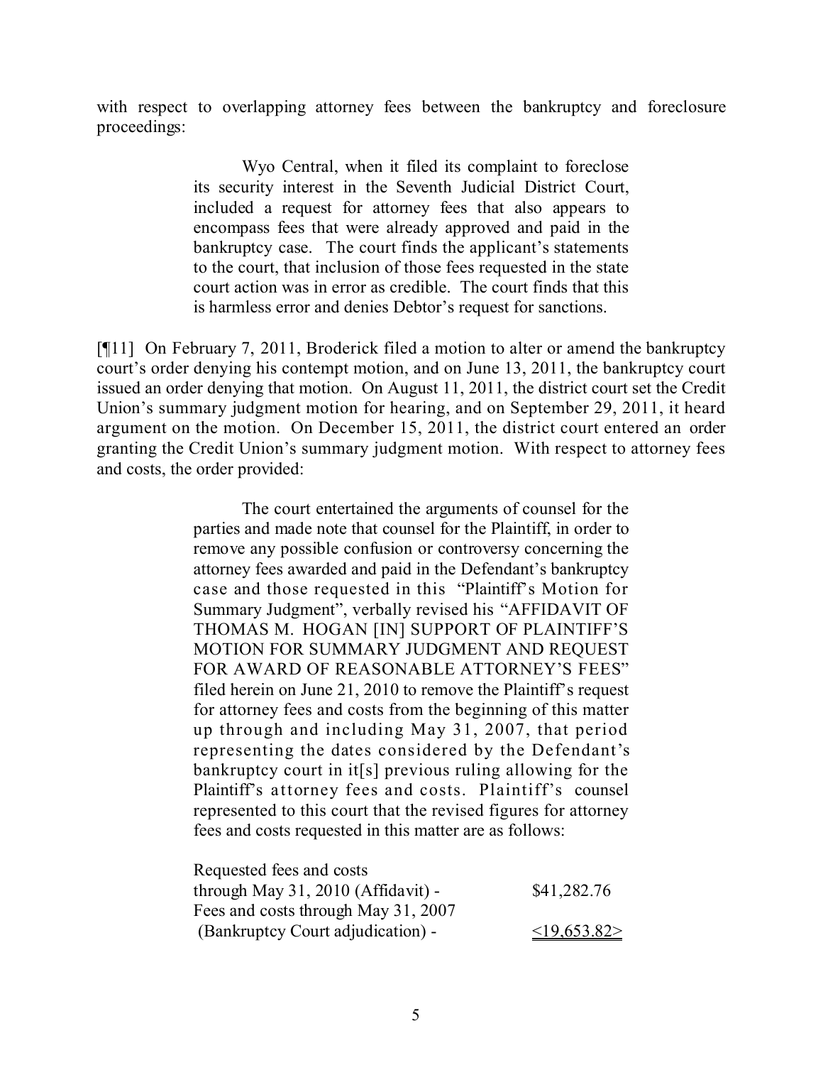with respect to overlapping attorney fees between the bankruptcy and foreclosure proceedings:

> Wyo Central, when it filed its complaint to foreclose its security interest in the Seventh Judicial District Court, included a request for attorney fees that also appears to encompass fees that were already approved and paid in the bankruptcy case. The court finds the applicant's statements to the court, that inclusion of those fees requested in the state court action was in error as credible. The court finds that this is harmless error and denies Debtor's request for sanctions.

[¶11] On February 7, 2011, Broderick filed a motion to alter or amend the bankruptcy court's order denying his contempt motion, and on June 13, 2011, the bankruptcy court issued an order denying that motion. On August 11, 2011, the district court set the Credit Union's summary judgment motion for hearing, and on September 29, 2011, it heard argument on the motion. On December 15, 2011, the district court entered an order granting the Credit Union's summary judgment motion. With respect to attorney fees and costs, the order provided:

> The court entertained the arguments of counsel for the parties and made note that counsel for the Plaintiff, in order to remove any possible confusion or controversy concerning the attorney fees awarded and paid in the Defendant's bankruptcy case and those requested in this "Plaintiff's Motion for Summary Judgment", verbally revised his "AFFIDAVIT OF THOMAS M. HOGAN [IN] SUPPORT OF PLAINTIFF'S MOTION FOR SUMMARY JUDGMENT AND REQUEST FOR AWARD OF REASONABLE ATTORNEY'S FEES" filed herein on June 21, 2010 to remove the Plaintiff's request for attorney fees and costs from the beginning of this matter up through and including May 31, 2007, that period representing the dates considered by the Defendant's bankruptcy court in it[s] previous ruling allowing for the Plaintiff's attorney fees and costs. Plaintiff's counsel represented to this court that the revised figures for attorney fees and costs requested in this matter are as follows:
>
> | | |
> |---|---|
> | Requested fees and costs through May 31, 2010 (Affidavit) - | $41,282.76 |
> | Fees and costs through May 31, 2007 (Bankruptcy Court adjudication) - | <19,653.82> |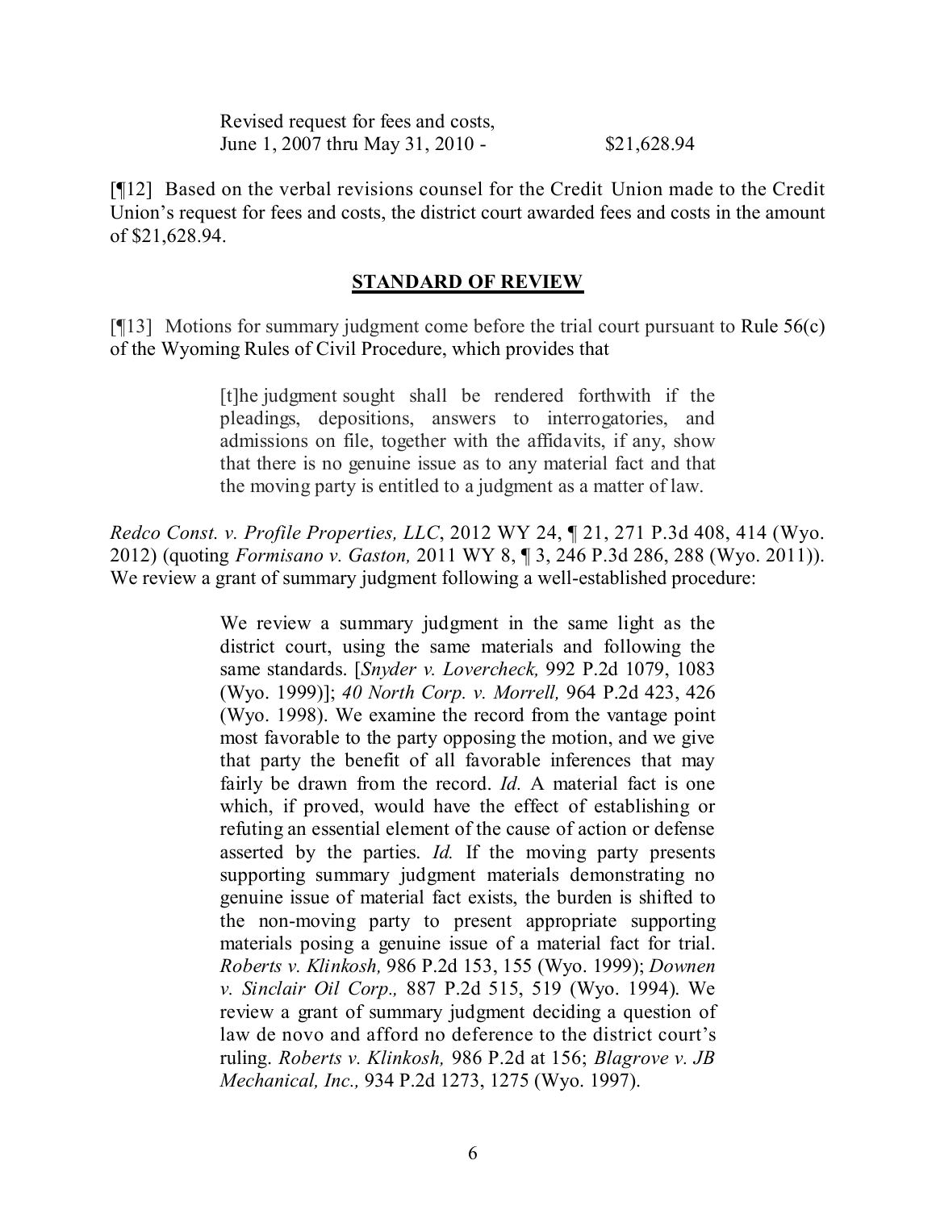Revised request for fees and costs,
June 1, 2007 thru May 31, 2010 - $21,628.94

[¶12] Based on the verbal revisions counsel for the Credit Union made to the Credit Union's request for fees and costs, the district court awarded fees and costs in the amount of $21,628.94.

## STANDARD OF REVIEW

[¶13] Motions for summary judgment come before the trial court pursuant to Rule 56(c) of the Wyoming Rules of Civil Procedure, which provides that

> [t]he judgment sought shall be rendered forthwith if the pleadings, depositions, answers to interrogatories, and admissions on file, together with the affidavits, if any, show that there is no genuine issue as to any material fact and that the moving party is entitled to a judgment as a matter of law.

*Redco Const. v. Profile Properties, LLC*, 2012 WY 24, ¶ 21, 271 P.3d 408, 414 (Wyo. 2012) (quoting *Formisano v. Gaston,* 2011 WY 8, ¶ 3, 246 P.3d 286, 288 (Wyo. 2011)). We review a grant of summary judgment following a well-established procedure:

> We review a summary judgment in the same light as the district court, using the same materials and following the same standards. [*Snyder v. Lovercheck,* 992 P.2d 1079, 1083 (Wyo. 1999)]; *40 North Corp. v. Morrell,* 964 P.2d 423, 426 (Wyo. 1998). We examine the record from the vantage point most favorable to the party opposing the motion, and we give that party the benefit of all favorable inferences that may fairly be drawn from the record. *Id.* A material fact is one which, if proved, would have the effect of establishing or refuting an essential element of the cause of action or defense asserted by the parties. *Id.* If the moving party presents supporting summary judgment materials demonstrating no genuine issue of material fact exists, the burden is shifted to the non-moving party to present appropriate supporting materials posing a genuine issue of a material fact for trial. *Roberts v. Klinkosh,* 986 P.2d 153, 155 (Wyo. 1999); *Downen v. Sinclair Oil Corp.,* 887 P.2d 515, 519 (Wyo. 1994). We review a grant of summary judgment deciding a question of law de novo and afford no deference to the district court's ruling. *Roberts v. Klinkosh,* 986 P.2d at 156; *Blagrove v. JB Mechanical, Inc.,* 934 P.2d 1273, 1275 (Wyo. 1997).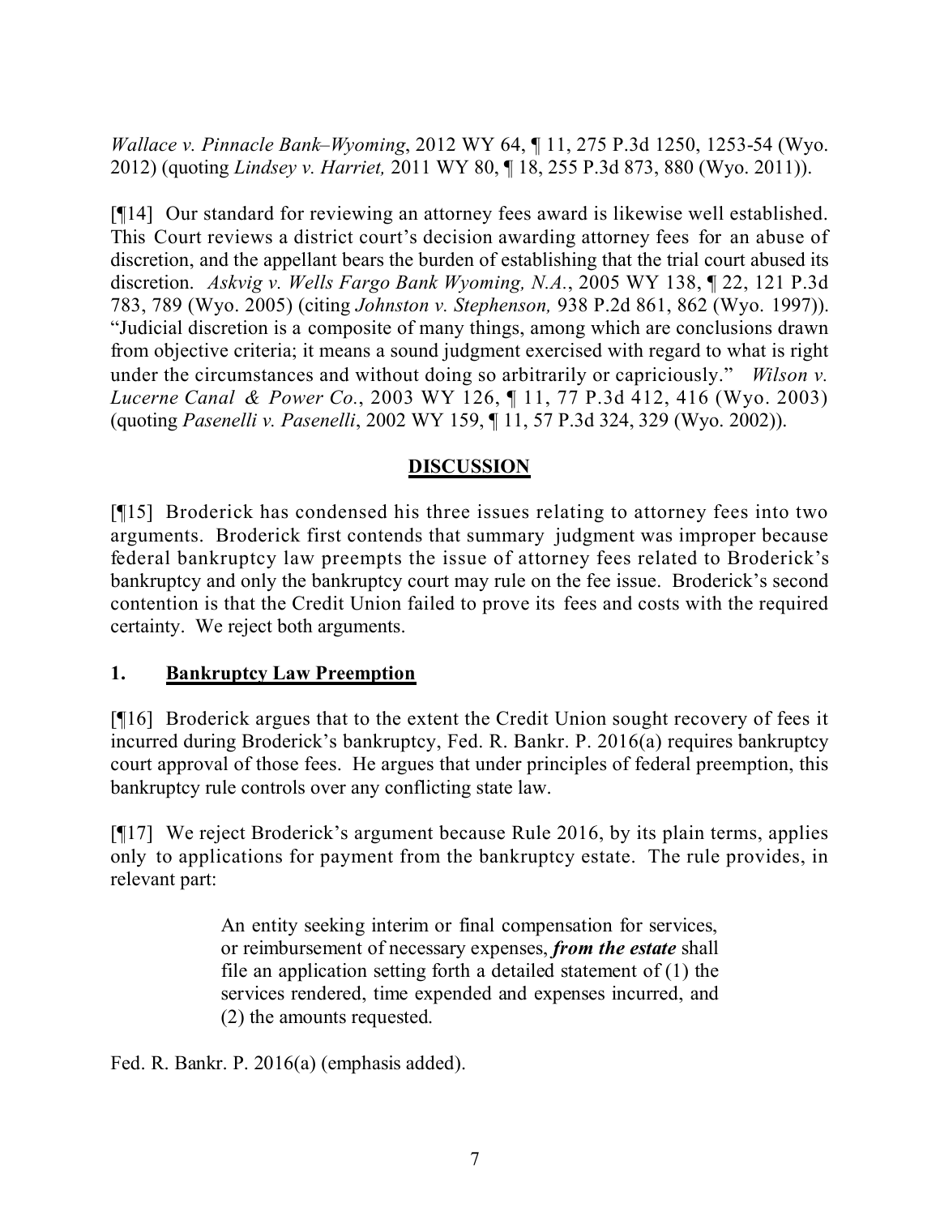*Wallace v. Pinnacle Bank–Wyoming*, 2012 WY 64, ¶ 11, 275 P.3d 1250, 1253-54 (Wyo. 2012) (quoting *Lindsey v. Harriet,* 2011 WY 80, ¶ 18, 255 P.3d 873, 880 (Wyo. 2011)).

[¶14] Our standard for reviewing an attorney fees award is likewise well established. This Court reviews a district court's decision awarding attorney fees for an abuse of discretion, and the appellant bears the burden of establishing that the trial court abused its discretion. *Askvig v. Wells Fargo Bank Wyoming, N.A.*, 2005 WY 138, ¶ 22, 121 P.3d 783, 789 (Wyo. 2005) (citing *Johnston v. Stephenson,* 938 P.2d 861, 862 (Wyo. 1997)). "Judicial discretion is a composite of many things, among which are conclusions drawn from objective criteria; it means a sound judgment exercised with regard to what is right under the circumstances and without doing so arbitrarily or capriciously." *Wilson v. Lucerne Canal & Power Co.*, 2003 WY 126, ¶ 11, 77 P.3d 412, 416 (Wyo. 2003) (quoting *Pasenelli v. Pasenelli*, 2002 WY 159, ¶ 11, 57 P.3d 324, 329 (Wyo. 2002)).

## DISCUSSION

[¶15] Broderick has condensed his three issues relating to attorney fees into two arguments. Broderick first contends that summary judgment was improper because federal bankruptcy law preempts the issue of attorney fees related to Broderick's bankruptcy and only the bankruptcy court may rule on the fee issue. Broderick's second contention is that the Credit Union failed to prove its fees and costs with the required certainty. We reject both arguments.

### 1. Bankruptcy Law Preemption

[¶16] Broderick argues that to the extent the Credit Union sought recovery of fees it incurred during Broderick's bankruptcy, Fed. R. Bankr. P. 2016(a) requires bankruptcy court approval of those fees. He argues that under principles of federal preemption, this bankruptcy rule controls over any conflicting state law.

[¶17] We reject Broderick's argument because Rule 2016, by its plain terms, applies only to applications for payment from the bankruptcy estate. The rule provides, in relevant part:

> An entity seeking interim or final compensation for services, or reimbursement of necessary expenses, ***from the estate*** shall file an application setting forth a detailed statement of (1) the services rendered, time expended and expenses incurred, and (2) the amounts requested.

Fed. R. Bankr. P. 2016(a) (emphasis added).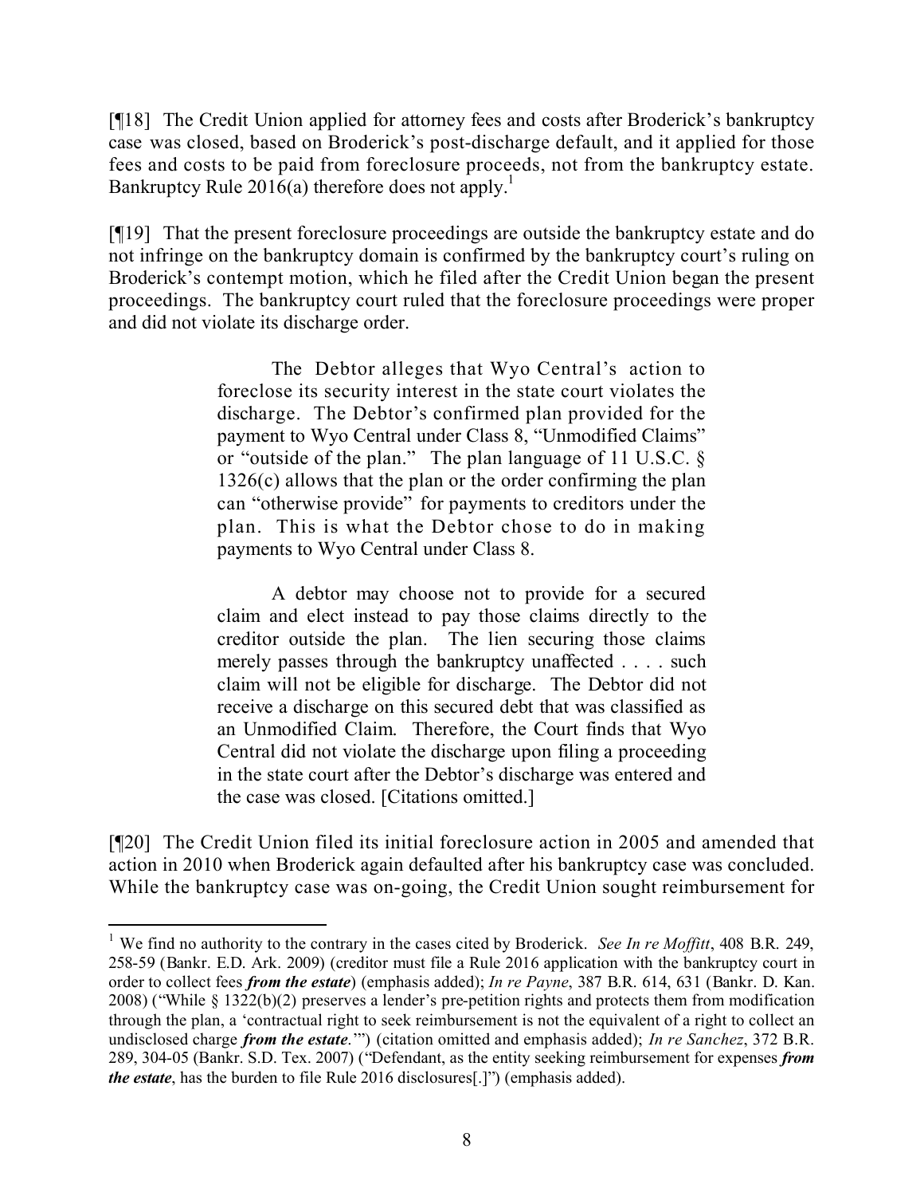[¶18] The Credit Union applied for attorney fees and costs after Broderick's bankruptcy case was closed, based on Broderick's post-discharge default, and it applied for those fees and costs to be paid from foreclosure proceeds, not from the bankruptcy estate. Bankruptcy Rule 2016(a) therefore does not apply.[1]

[¶19] That the present foreclosure proceedings are outside the bankruptcy estate and do not infringe on the bankruptcy domain is confirmed by the bankruptcy court's ruling on Broderick's contempt motion, which he filed after the Credit Union began the present proceedings. The bankruptcy court ruled that the foreclosure proceedings were proper and did not violate its discharge order.

> The Debtor alleges that Wyo Central's action to foreclose its security interest in the state court violates the discharge. The Debtor's confirmed plan provided for the payment to Wyo Central under Class 8, "Unmodified Claims" or "outside of the plan." The plan language of 11 U.S.C. § 1326(c) allows that the plan or the order confirming the plan can "otherwise provide" for payments to creditors under the plan. This is what the Debtor chose to do in making payments to Wyo Central under Class 8.
>
> A debtor may choose not to provide for a secured claim and elect instead to pay those claims directly to the creditor outside the plan. The lien securing those claims merely passes through the bankruptcy unaffected . . . . such claim will not be eligible for discharge. The Debtor did not receive a discharge on this secured debt that was classified as an Unmodified Claim. Therefore, the Court finds that Wyo Central did not violate the discharge upon filing a proceeding in the state court after the Debtor's discharge was entered and the case was closed. [Citations omitted.]

[¶20] The Credit Union filed its initial foreclosure action in 2005 and amended that action in 2010 when Broderick again defaulted after his bankruptcy case was concluded. While the bankruptcy case was on-going, the Credit Union sought reimbursement for

---

[1] We find no authority to the contrary in the cases cited by Broderick. *See In re Moffitt*, 408 B.R. 249, 258-59 (Bankr. E.D. Ark. 2009) (creditor must file a Rule 2016 application with the bankruptcy court in order to collect fees ***from the estate***) (emphasis added); *In re Payne*, 387 B.R. 614, 631 (Bankr. D. Kan. 2008) ("While § 1322(b)(2) preserves a lender's pre-petition rights and protects them from modification through the plan, a 'contractual right to seek reimbursement is not the equivalent of a right to collect an undisclosed charge ***from the estate***.'") (citation omitted and emphasis added); *In re Sanchez*, 372 B.R. 289, 304-05 (Bankr. S.D. Tex. 2007) ("Defendant, as the entity seeking reimbursement for expenses ***from the estate***, has the burden to file Rule 2016 disclosures[.]") (emphasis added).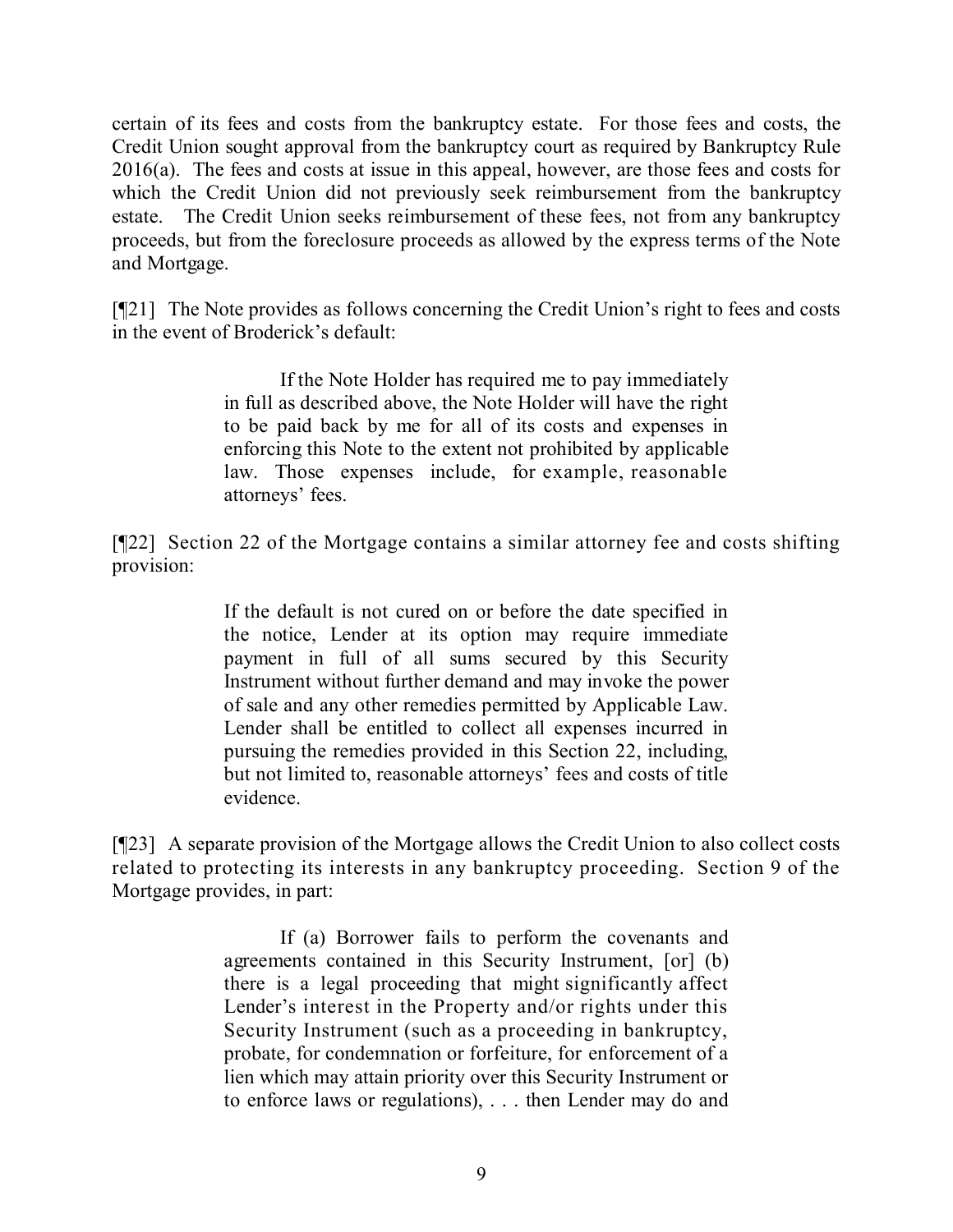certain of its fees and costs from the bankruptcy estate. For those fees and costs, the Credit Union sought approval from the bankruptcy court as required by Bankruptcy Rule 2016(a). The fees and costs at issue in this appeal, however, are those fees and costs for which the Credit Union did not previously seek reimbursement from the bankruptcy estate. The Credit Union seeks reimbursement of these fees, not from any bankruptcy proceeds, but from the foreclosure proceeds as allowed by the express terms of the Note and Mortgage.

[¶21] The Note provides as follows concerning the Credit Union's right to fees and costs in the event of Broderick's default:

> If the Note Holder has required me to pay immediately in full as described above, the Note Holder will have the right to be paid back by me for all of its costs and expenses in enforcing this Note to the extent not prohibited by applicable law. Those expenses include, for example, reasonable attorneys' fees.

[¶22] Section 22 of the Mortgage contains a similar attorney fee and costs shifting provision:

> If the default is not cured on or before the date specified in the notice, Lender at its option may require immediate payment in full of all sums secured by this Security Instrument without further demand and may invoke the power of sale and any other remedies permitted by Applicable Law. Lender shall be entitled to collect all expenses incurred in pursuing the remedies provided in this Section 22, including, but not limited to, reasonable attorneys' fees and costs of title evidence.

[¶23] A separate provision of the Mortgage allows the Credit Union to also collect costs related to protecting its interests in any bankruptcy proceeding. Section 9 of the Mortgage provides, in part:

> If (a) Borrower fails to perform the covenants and agreements contained in this Security Instrument, [or] (b) there is a legal proceeding that might significantly affect Lender's interest in the Property and/or rights under this Security Instrument (such as a proceeding in bankruptcy, probate, for condemnation or forfeiture, for enforcement of a lien which may attain priority over this Security Instrument or to enforce laws or regulations), . . . then Lender may do and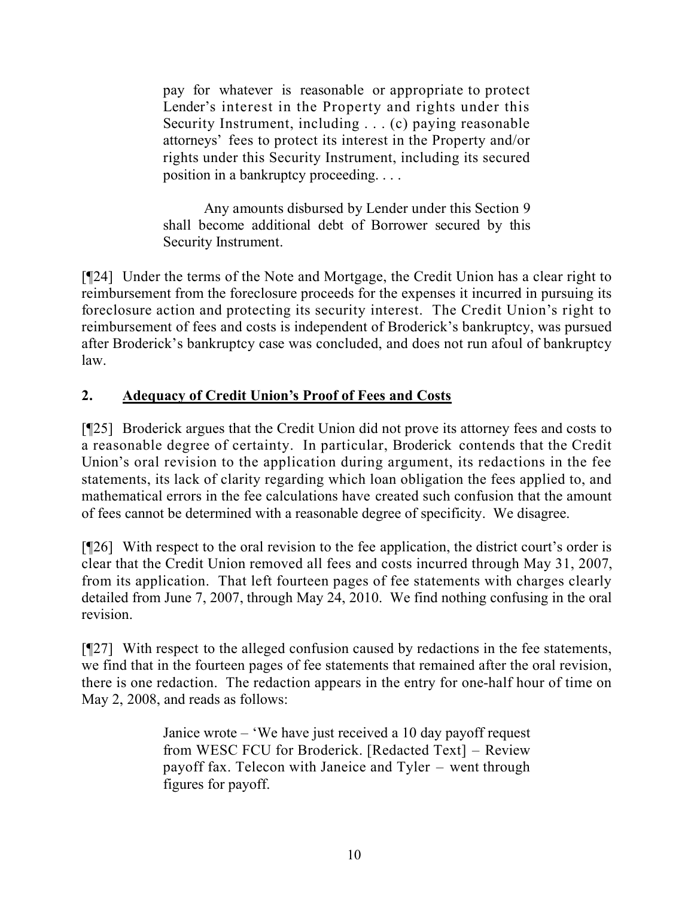> pay for whatever is reasonable or appropriate to protect Lender's interest in the Property and rights under this Security Instrument, including . . . (c) paying reasonable attorneys' fees to protect its interest in the Property and/or rights under this Security Instrument, including its secured position in a bankruptcy proceeding. . . .
>
> Any amounts disbursed by Lender under this Section 9 shall become additional debt of Borrower secured by this Security Instrument.

[¶24] Under the terms of the Note and Mortgage, the Credit Union has a clear right to reimbursement from the foreclosure proceeds for the expenses it incurred in pursuing its foreclosure action and protecting its security interest. The Credit Union's right to reimbursement of fees and costs is independent of Broderick's bankruptcy, was pursued after Broderick's bankruptcy case was concluded, and does not run afoul of bankruptcy law.

## 2. <u>Adequacy of Credit Union's Proof of Fees and Costs</u>

[¶25] Broderick argues that the Credit Union did not prove its attorney fees and costs to a reasonable degree of certainty. In particular, Broderick contends that the Credit Union's oral revision to the application during argument, its redactions in the fee statements, its lack of clarity regarding which loan obligation the fees applied to, and mathematical errors in the fee calculations have created such confusion that the amount of fees cannot be determined with a reasonable degree of specificity. We disagree.

[¶26] With respect to the oral revision to the fee application, the district court's order is clear that the Credit Union removed all fees and costs incurred through May 31, 2007, from its application. That left fourteen pages of fee statements with charges clearly detailed from June 7, 2007, through May 24, 2010. We find nothing confusing in the oral revision.

[¶27] With respect to the alleged confusion caused by redactions in the fee statements, we find that in the fourteen pages of fee statements that remained after the oral revision, there is one redaction. The redaction appears in the entry for one-half hour of time on May 2, 2008, and reads as follows:

> Janice wrote – 'We have just received a 10 day payoff request from WESC FCU for Broderick. [Redacted Text] – Review payoff fax. Telecon with Janeice and Tyler – went through figures for payoff.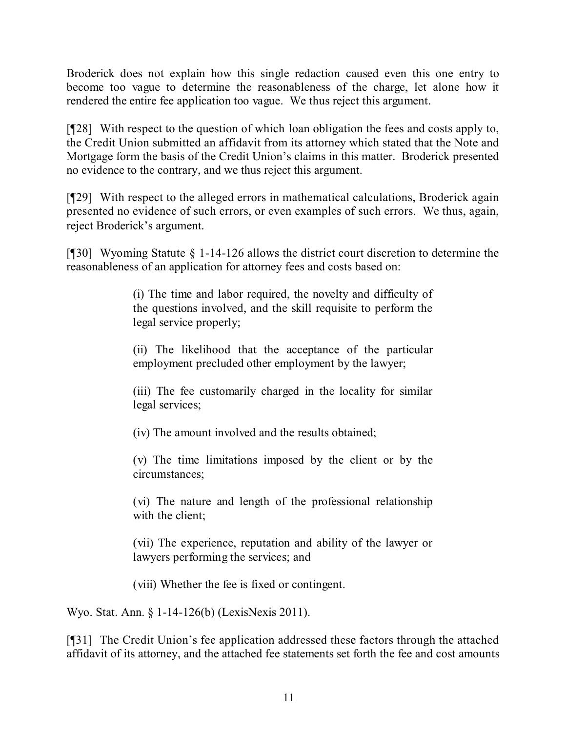Broderick does not explain how this single redaction caused even this one entry to become too vague to determine the reasonableness of the charge, let alone how it rendered the entire fee application too vague. We thus reject this argument.

[¶28] With respect to the question of which loan obligation the fees and costs apply to, the Credit Union submitted an affidavit from its attorney which stated that the Note and Mortgage form the basis of the Credit Union's claims in this matter. Broderick presented no evidence to the contrary, and we thus reject this argument.

[¶29] With respect to the alleged errors in mathematical calculations, Broderick again presented no evidence of such errors, or even examples of such errors. We thus, again, reject Broderick's argument.

[¶30] Wyoming Statute § 1-14-126 allows the district court discretion to determine the reasonableness of an application for attorney fees and costs based on:

> (i) The time and labor required, the novelty and difficulty of the questions involved, and the skill requisite to perform the legal service properly;
>
> (ii) The likelihood that the acceptance of the particular employment precluded other employment by the lawyer;
>
> (iii) The fee customarily charged in the locality for similar legal services;
>
> (iv) The amount involved and the results obtained;
>
> (v) The time limitations imposed by the client or by the circumstances;
>
> (vi) The nature and length of the professional relationship with the client;
>
> (vii) The experience, reputation and ability of the lawyer or lawyers performing the services; and
>
> (viii) Whether the fee is fixed or contingent.

Wyo. Stat. Ann. § 1-14-126(b) (LexisNexis 2011).

[¶31] The Credit Union's fee application addressed these factors through the attached affidavit of its attorney, and the attached fee statements set forth the fee and cost amounts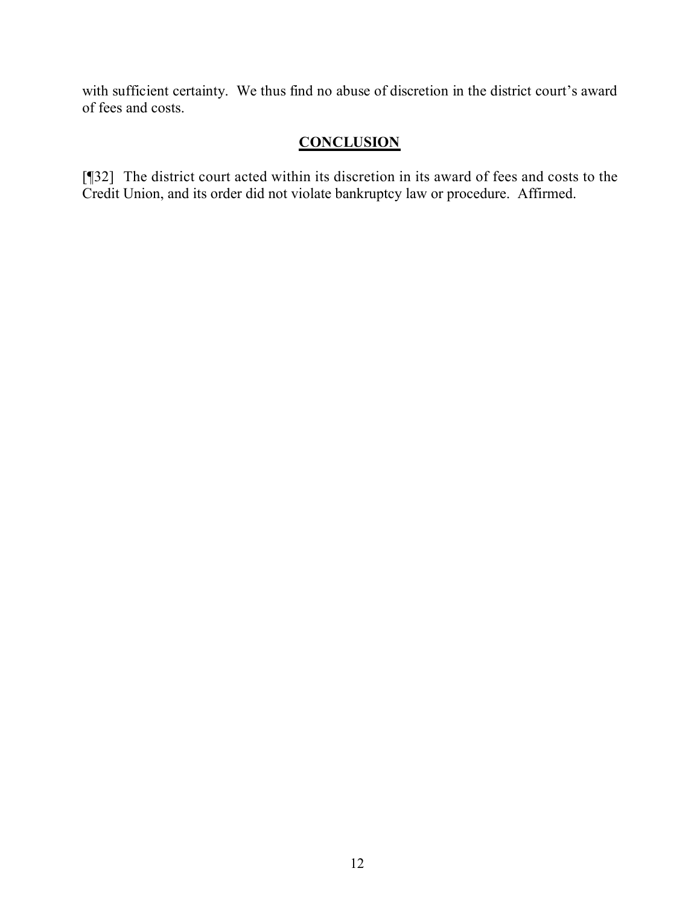with sufficient certainty. We thus find no abuse of discretion in the district court's award of fees and costs.

## **CONCLUSION**

[¶32] The district court acted within its discretion in its award of fees and costs to the Credit Union, and its order did not violate bankruptcy law or procedure. Affirmed.